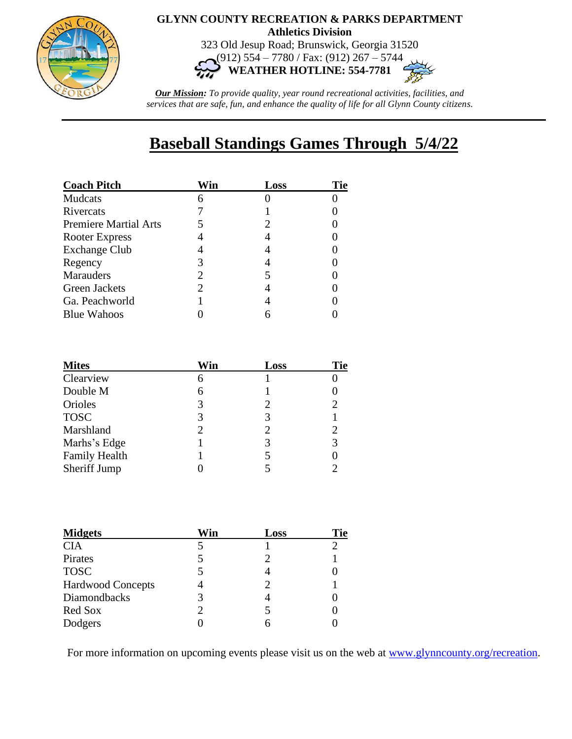**GLYNN COUNTY RECREATION & PARKS DEPARTMENT**
**Athletics Division**
323 Old Jesup Road; Brunswick, Georgia 31520
(912) 554 – 7780 / Fax: (912) 267 – 5744
**WEATHER HOTLINE: 554-7781**

***Our Mission:*** *To provide quality, year round recreational activities, facilities, and services that are safe, fun, and enhance the quality of life for all Glynn County citizens.*

---

# Baseball Standings Games Through 5/4/22

| Coach Pitch | Win | Loss | Tie |
| --- | --- | --- | --- |
| Mudcats | 6 | 0 | 0 |
| Rivercats | 7 | 1 | 0 |
| Premiere Martial Arts | 5 | 2 | 0 |
| Rooter Express | 4 | 4 | 0 |
| Exchange Club | 4 | 4 | 0 |
| Regency | 3 | 4 | 0 |
| Marauders | 2 | 5 | 0 |
| Green Jackets | 2 | 4 | 0 |
| Ga. Peachworld | 1 | 4 | 0 |
| Blue Wahoos | 0 | 6 | 0 |

| Mites | Win | Loss | Tie |
| --- | --- | --- | --- |
| Clearview | 6 | 1 | 0 |
| Double M | 6 | 1 | 0 |
| Orioles | 3 | 2 | 2 |
| TOSC | 3 | 3 | 1 |
| Marshland | 2 | 2 | 2 |
| Marhs's Edge | 1 | 3 | 3 |
| Family Health | 1 | 5 | 0 |
| Sheriff Jump | 0 | 5 | 2 |

| Midgets | Win | Loss | Tie |
| --- | --- | --- | --- |
| CIA | 5 | 1 | 2 |
| Pirates | 5 | 2 | 1 |
| TOSC | 5 | 4 | 0 |
| Hardwood Concepts | 4 | 2 | 1 |
| Diamondbacks | 3 | 4 | 0 |
| Red Sox | 2 | 5 | 0 |
| Dodgers | 0 | 6 | 0 |

For more information on upcoming events please visit us on the web at www.glynncounty.org/recreation.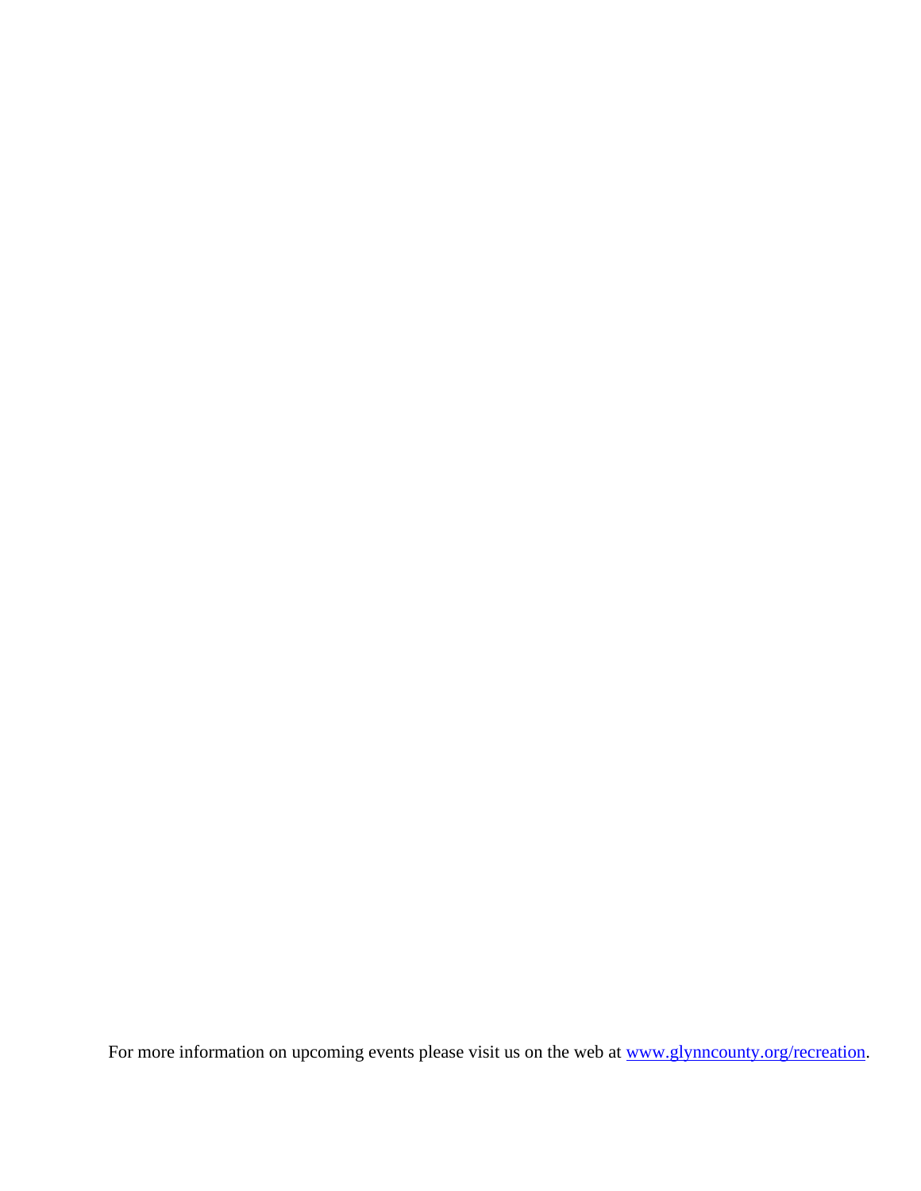For more information on upcoming events please visit us on the web at [www.glynncounty.org/recreation](http://www.glynncounty.org/recreation).